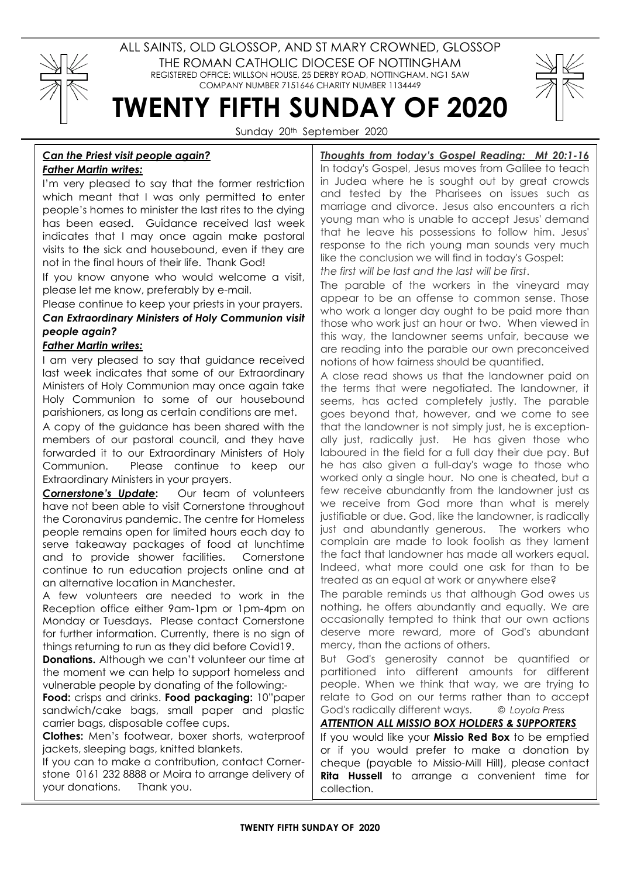ALL SAINTS, OLD GLOSSOP, AND ST MARY CROWNED, GLOSSOP

THE ROMAN CATHOLIC DIOCESE OF NOTTINGHAM

REGISTERED OFFICE: WILLSON HOUSE, 25 DERBY ROAD, NOTTINGHAM. NG1 5AW

COMPANY NUMBER 7151646 CHARITY NUMBER 1134449

# TWENTY FIFTH SUNDAY OF 2020

Sunday 20th September 2020

***Can the Priest visit people again?***

***Father Martin writes:***

I'm very pleased to say that the former restriction which meant that I was only permitted to enter people's homes to minister the last rites to the dying has been eased. Guidance received last week indicates that I may once again make pastoral visits to the sick and housebound, even if they are not in the final hours of their life. Thank God!

If you know anyone who would welcome a visit, please let me know, preferably by e-mail.

Please continue to keep your priests in your prayers.

***Can Extraordinary Ministers of Holy Communion visit people again?***

***Father Martin writes:***

I am very pleased to say that guidance received last week indicates that some of our Extraordinary Ministers of Holy Communion may once again take Holy Communion to some of our housebound parishioners, as long as certain conditions are met.

A copy of the guidance has been shared with the members of our pastoral council, and they have forwarded it to our Extraordinary Ministers of Holy Communion. Please continue to keep our Extraordinary Ministers in your prayers.

***Cornerstone's Update*:** Our team of volunteers have not been able to visit Cornerstone throughout the Coronavirus pandemic. The centre for Homeless people remains open for limited hours each day to serve takeaway packages of food at lunchtime and to provide shower facilities. Cornerstone continue to run education projects online and at an alternative location in Manchester.

A few volunteers are needed to work in the Reception office either 9am-1pm or 1pm-4pm on Monday or Tuesdays. Please contact Cornerstone for further information. Currently, there is no sign of things returning to run as they did before Covid19.

**Donations.** Although we can't volunteer our time at the moment we can help to support homeless and vulnerable people by donating of the following:-

**Food:** crisps and drinks. **Food packaging:** 10"paper sandwich/cake bags, small paper and plastic carrier bags, disposable coffee cups.

**Clothes:** Men's footwear, boxer shorts, waterproof jackets, sleeping bags, knitted blankets.

If you can to make a contribution, contact Cornerstone 0161 232 8888 or Moira to arrange delivery of your donations. Thank you.

***Thoughts from today's Gospel Reading: Mt 20:1-16***

In today's Gospel, Jesus moves from Galilee to teach in Judea where he is sought out by great crowds and tested by the Pharisees on issues such as marriage and divorce. Jesus also encounters a rich young man who is unable to accept Jesus' demand that he leave his possessions to follow him. Jesus' response to the rich young man sounds very much like the conclusion we will find in today's Gospel: *the first will be last and the last will be first*.

The parable of the workers in the vineyard may appear to be an offense to common sense. Those who work a longer day ought to be paid more than those who work just an hour or two. When viewed in this way, the landowner seems unfair, because we are reading into the parable our own preconceived notions of how fairness should be quantified.

A close read shows us that the landowner paid on the terms that were negotiated. The landowner, it seems, has acted completely justly. The parable goes beyond that, however, and we come to see that the landowner is not simply just, he is exceptionally just, radically just. He has given those who laboured in the field for a full day their due pay. But he has also given a full-day's wage to those who worked only a single hour. No one is cheated, but a few receive abundantly from the landowner just as we receive from God more than what is merely justifiable or due. God, like the landowner, is radically just and abundantly generous. The workers who complain are made to look foolish as they lament the fact that landowner has made all workers equal. Indeed, what more could one ask for than to be treated as an equal at work or anywhere else?

The parable reminds us that although God owes us nothing, he offers abundantly and equally. We are occasionally tempted to think that our own actions deserve more reward, more of God's abundant mercy, than the actions of others.

But God's generosity cannot be quantified or partitioned into different amounts for different people. When we think that way, we are trying to relate to God on our terms rather than to accept God's radically different ways. *© Loyola Press*

***ATTENTION ALL MISSIO BOX HOLDERS & SUPPORTERS***

If you would like your **Missio Red Box** to be emptied or if you would prefer to make a donation by cheque (payable to Missio-Mill Hill), please contact **Rita Hussell** to arrange a convenient time for collection.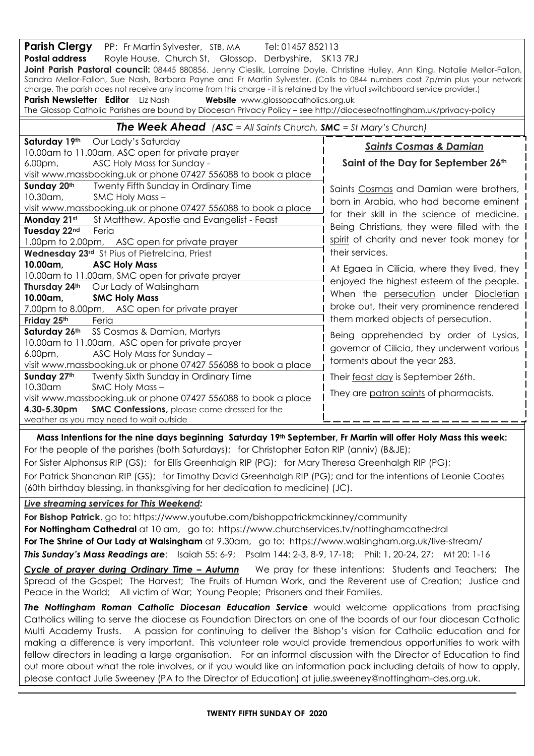**Parish Clergy** PP: Fr Martin Sylvester, STB, MA Tel: 01457 852113

**Postal address** Royle House, Church St, Glossop, Derbyshire, SK13 7RJ

**Joint Parish Pastoral council:** 08445 880856. Jenny Cieslik, Lorraine Doyle, Christine Hulley, Ann King, Natalie Mellor-Fallon, Sandra Mellor-Fallon, Sue Nash, Barbara Payne and Fr Martin Sylvester. (Calls to 0844 numbers cost 7p/min plus your network charge. The parish does not receive any income from this charge - it is retained by the virtual switchboard service provider.)

**Parish Newsletter Editor** Liz Nash **Website** www.glossopcatholics.org.uk

The Glossop Catholic Parishes are bound by Diocesan Privacy Policy – see http://dioceseofnottingham.uk/privacy-policy

## *The Week Ahead* *(ASC = All Saints Church, SMC = St Mary's Church)*

**Saturday 19th** Our Lady's Saturday
10.00am to 11.00am, ASC open for private prayer
6.00pm, ASC Holy Mass for Sunday -
visit www.massbooking.uk or phone 07427 556088 to book a place

**Sunday 20th** Twenty Fifth Sunday in Ordinary Time
10.30am, SMC Holy Mass –
visit www.massbooking.uk or phone 07427 556088 to book a place

**Monday 21st** St Matthew, Apostle and Evangelist - Feast

**Tuesday 22nd** Feria
1.00pm to 2.00pm, ASC open for private prayer

**Wednesday 23rd** St Pius of Pietrelcina, Priest
**10.00am, ASC Holy Mass**
10.00am to 11.00am, SMC open for private prayer

**Thursday 24th** Our Lady of Walsingham
**10.00am, SMC Holy Mass**
7.00pm to 8.00pm, ASC open for private prayer

**Friday 25th** Feria

**Saturday 26th** SS Cosmas & Damian, Martyrs
10.00am to 11.00am, ASC open for private prayer
6.00pm, ASC Holy Mass for Sunday –
visit www.massbooking.uk or phone 07427 556088 to book a place

**Sunday 27th** Twenty Sixth Sunday in Ordinary Time
10.30am SMC Holy Mass –
visit www.massbooking.uk or phone 07427 556088 to book a place
**4.30-5.30pm SMC Confessions,** please come dressed for the weather as you may need to wait outside

### *Saints Cosmas & Damian*

**Saint of the Day for September 26th**

Saints Cosmas and Damian were brothers, born in Arabia, who had become eminent for their skill in the science of medicine. Being Christians, they were filled with the spirit of charity and never took money for their services.

At Egaea in Cilicia, where they lived, they enjoyed the highest esteem of the people. When the persecution under Diocletian broke out, their very prominence rendered them marked objects of persecution.

Being apprehended by order of Lysias, governor of Cilicia, they underwent various torments about the year 283.

Their feast day is September 26th.

They are patron saints of pharmacists.

**Mass Intentions for the nine days beginning Saturday 19th September, Fr Martin will offer Holy Mass this week:**

For the people of the parishes (both Saturdays); for Christopher Eaton RIP (anniv) (B&JE);

For Sister Alphonsus RIP (GS); for Ellis Greenhalgh RIP (PG); for Mary Theresa Greenhalgh RIP (PG);

For Patrick Shanahan RIP (GS); for Timothy David Greenhalgh RIP (PG); and for the intentions of Leonie Coates (60th birthday blessing, in thanksgiving for her dedication to medicine) (JC).

***Live streaming services for This Weekend:***

**For Bishop Patrick**, go to: https://www.youtube.com/bishoppatrickmckinney/community

**For Nottingham Cathedral** at 10 am, go to: https://www.churchservices.tv/nottinghamcathedral

**For The Shrine of Our Lady at Walsingham** at 9.30am, go to: https://www.walsingham.org.uk/live-stream/

***This Sunday's Mass Readings are***: Isaiah 55: 6-9; Psalm 144: 2-3, 8-9, 17-18; Phil: 1, 20-24, 27; Mt 20: 1-16

***Cycle of prayer during Ordinary Time – Autumn*** We pray for these intentions: Students and Teachers; The Spread of the Gospel; The Harvest; The Fruits of Human Work, and the Reverent use of Creation; Justice and Peace in the World; All victim of War; Young People; Prisoners and their Families.

***The Nottingham Roman Catholic Diocesan Education Service*** would welcome applications from practising Catholics willing to serve the diocese as Foundation Directors on one of the boards of our four diocesan Catholic Multi Academy Trusts. A passion for continuing to deliver the Bishop's vision for Catholic education and for making a difference is very important. This volunteer role would provide tremendous opportunities to work with fellow directors in leading a large organisation. For an informal discussion with the Director of Education to find out more about what the role involves, or if you would like an information pack including details of how to apply, please contact Julie Sweeney (PA to the Director of Education) at julie.sweeney@nottingham-des.org.uk.

**TWENTY FIFTH SUNDAY OF 2020**